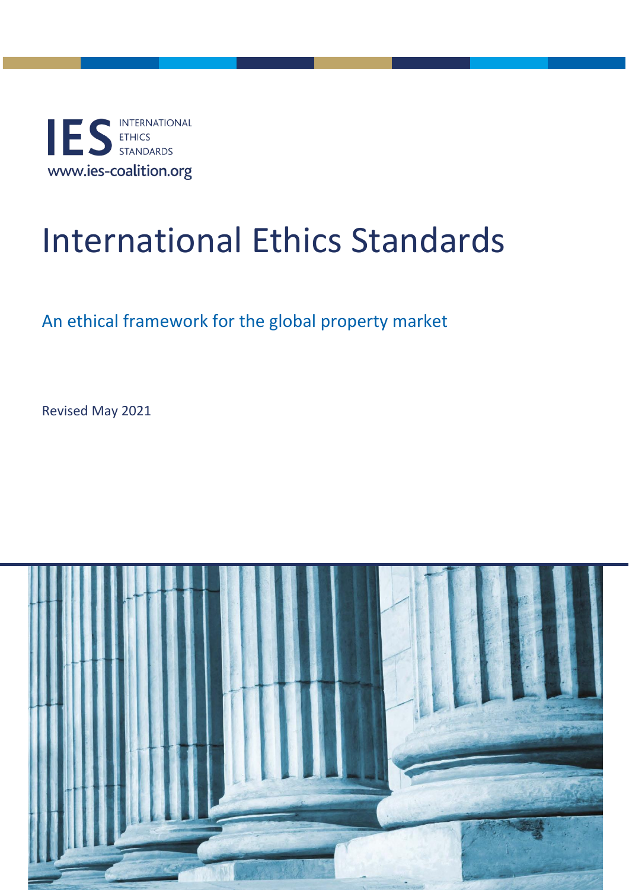IES INTERNATIONAL ETHICS STANDARDS

www.ies-coalition.org

# International Ethics Standards

## An ethical framework for the global property market

Revised May 2021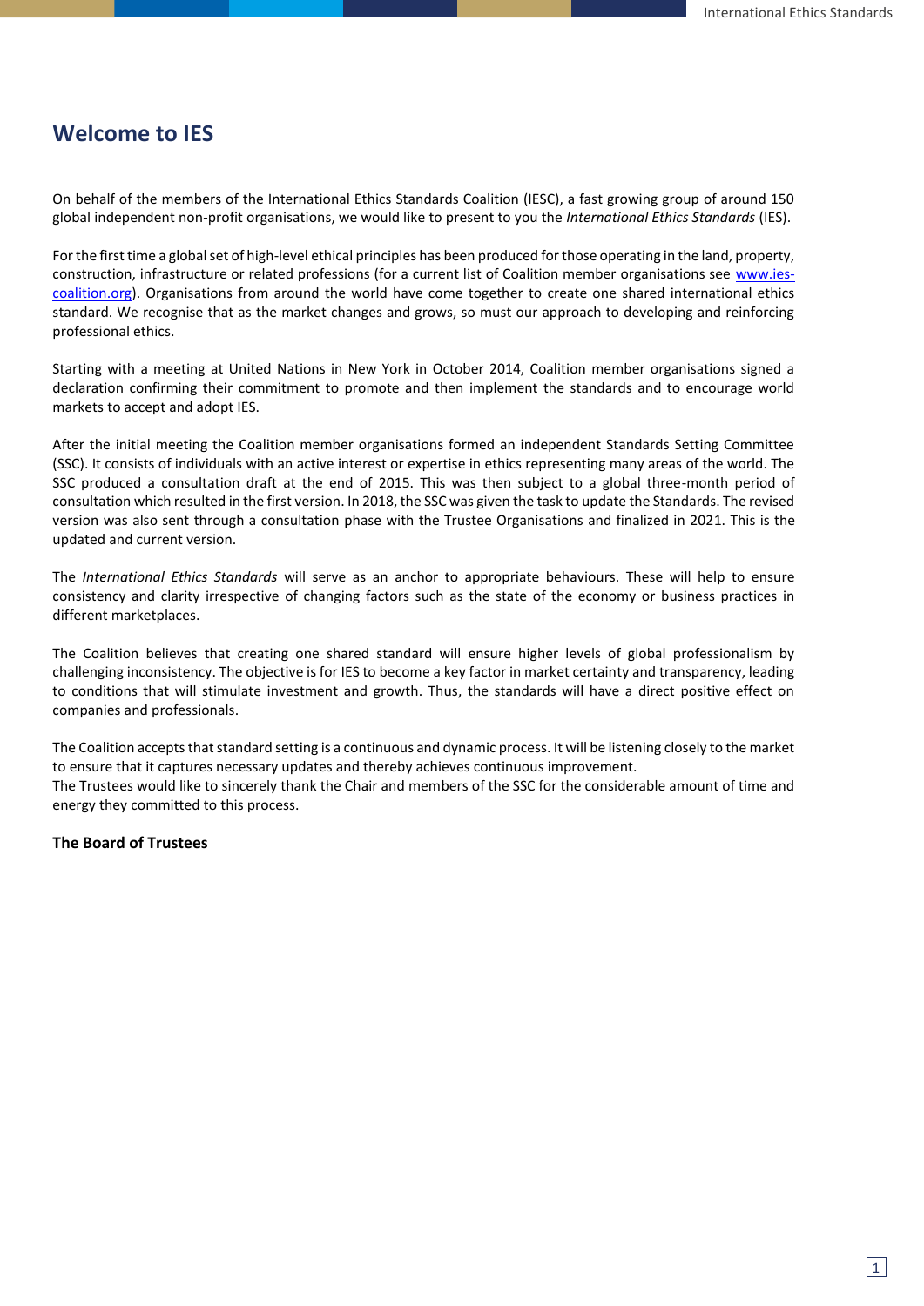# Welcome to IES

On behalf of the members of the International Ethics Standards Coalition (IESC), a fast growing group of around 150 global independent non-profit organisations, we would like to present to you the *International Ethics Standards* (IES).

For the first time a global set of high-level ethical principles has been produced for those operating in the land, property, construction, infrastructure or related professions (for a current list of Coalition member organisations see [www.ies-coalition.org](http://www.ies-coalition.org)). Organisations from around the world have come together to create one shared international ethics standard. We recognise that as the market changes and grows, so must our approach to developing and reinforcing professional ethics.

Starting with a meeting at United Nations in New York in October 2014, Coalition member organisations signed a declaration confirming their commitment to promote and then implement the standards and to encourage world markets to accept and adopt IES.

After the initial meeting the Coalition member organisations formed an independent Standards Setting Committee (SSC). It consists of individuals with an active interest or expertise in ethics representing many areas of the world. The SSC produced a consultation draft at the end of 2015. This was then subject to a global three-month period of consultation which resulted in the first version. In 2018, the SSC was given the task to update the Standards. The revised version was also sent through a consultation phase with the Trustee Organisations and finalized in 2021. This is the updated and current version.

The *International Ethics Standards* will serve as an anchor to appropriate behaviours. These will help to ensure consistency and clarity irrespective of changing factors such as the state of the economy or business practices in different marketplaces.

The Coalition believes that creating one shared standard will ensure higher levels of global professionalism by challenging inconsistency. The objective is for IES to become a key factor in market certainty and transparency, leading to conditions that will stimulate investment and growth. Thus, the standards will have a direct positive effect on companies and professionals.

The Coalition accepts that standard setting is a continuous and dynamic process. It will be listening closely to the market to ensure that it captures necessary updates and thereby achieves continuous improvement.
The Trustees would like to sincerely thank the Chair and members of the SSC for the considerable amount of time and energy they committed to this process.

**The Board of Trustees**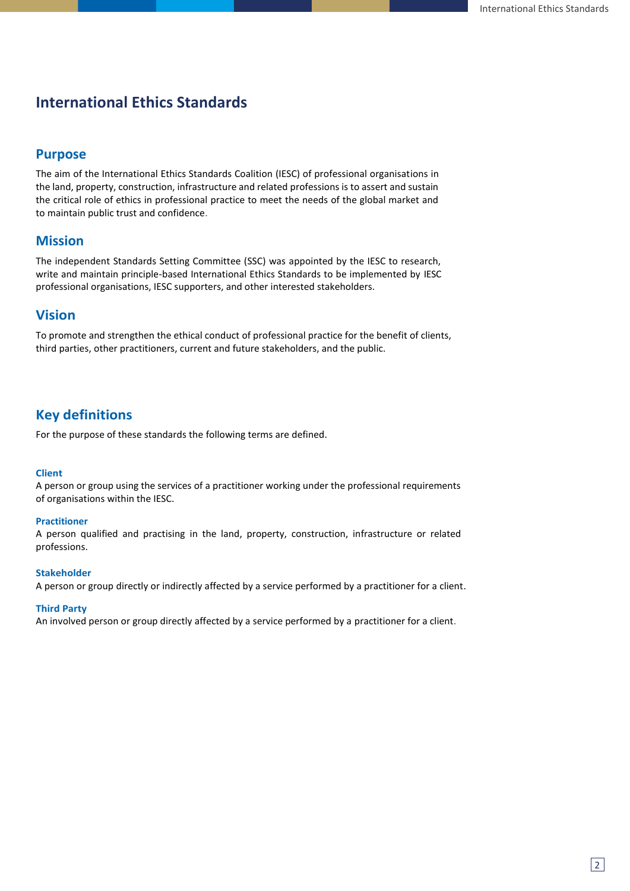# International Ethics Standards

## Purpose

The aim of the International Ethics Standards Coalition (IESC) of professional organisations in the land, property, construction, infrastructure and related professions is to assert and sustain the critical role of ethics in professional practice to meet the needs of the global market and to maintain public trust and confidence.

## Mission

The independent Standards Setting Committee (SSC) was appointed by the IESC to research, write and maintain principle-based International Ethics Standards to be implemented by IESC professional organisations, IESC supporters, and other interested stakeholders.

## Vision

To promote and strengthen the ethical conduct of professional practice for the benefit of clients, third parties, other practitioners, current and future stakeholders, and the public.

## Key definitions

For the purpose of these standards the following terms are defined.

### Client

A person or group using the services of a practitioner working under the professional requirements of organisations within the IESC.

### Practitioner

A person qualified and practising in the land, property, construction, infrastructure or related professions.

### Stakeholder

A person or group directly or indirectly affected by a service performed by a practitioner for a client.

### Third Party

An involved person or group directly affected by a service performed by a practitioner for a client.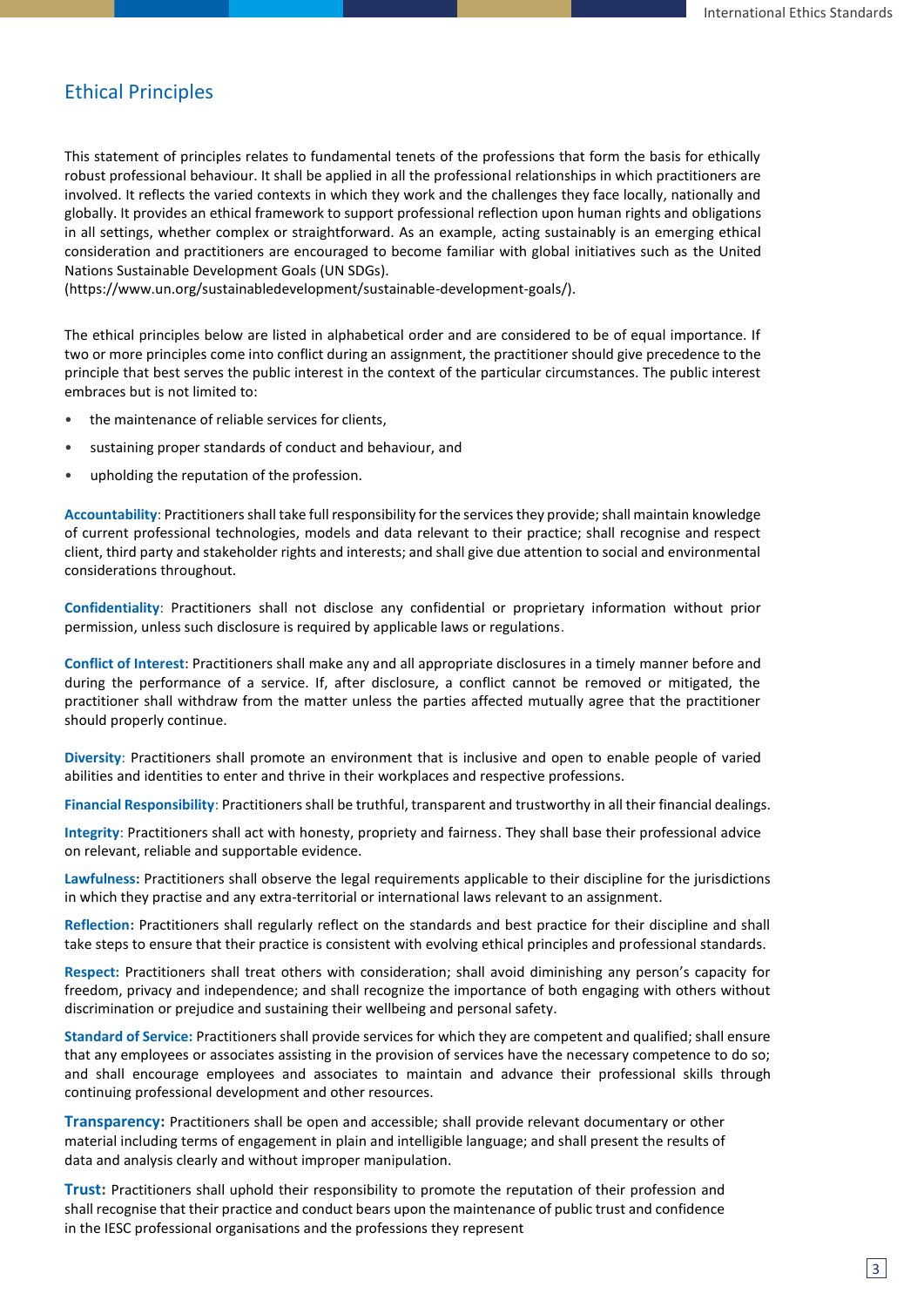## Ethical Principles

This statement of principles relates to fundamental tenets of the professions that form the basis for ethically robust professional behaviour. It shall be applied in all the professional relationships in which practitioners are involved. It reflects the varied contexts in which they work and the challenges they face locally, nationally and globally. It provides an ethical framework to support professional reflection upon human rights and obligations in all settings, whether complex or straightforward. As an example, acting sustainably is an emerging ethical consideration and practitioners are encouraged to become familiar with global initiatives such as the United Nations Sustainable Development Goals (UN SDGs).
(https://www.un.org/sustainabledevelopment/sustainable-development-goals/).

The ethical principles below are listed in alphabetical order and are considered to be of equal importance. If two or more principles come into conflict during an assignment, the practitioner should give precedence to the principle that best serves the public interest in the context of the particular circumstances. The public interest embraces but is not limited to:

- the maintenance of reliable services for clients,
- sustaining proper standards of conduct and behaviour, and
- upholding the reputation of the profession.

**Accountability**: Practitioners shall take full responsibility for the services they provide; shall maintain knowledge of current professional technologies, models and data relevant to their practice; shall recognise and respect client, third party and stakeholder rights and interests; and shall give due attention to social and environmental considerations throughout.

**Confidentiality**: Practitioners shall not disclose any confidential or proprietary information without prior permission, unless such disclosure is required by applicable laws or regulations.

**Conflict of Interest**: Practitioners shall make any and all appropriate disclosures in a timely manner before and during the performance of a service. If, after disclosure, a conflict cannot be removed or mitigated, the practitioner shall withdraw from the matter unless the parties affected mutually agree that the practitioner should properly continue.

**Diversity**: Practitioners shall promote an environment that is inclusive and open to enable people of varied abilities and identities to enter and thrive in their workplaces and respective professions.

**Financial Responsibility**: Practitioners shall be truthful, transparent and trustworthy in all their financial dealings.

**Integrity**: Practitioners shall act with honesty, propriety and fairness. They shall base their professional advice on relevant, reliable and supportable evidence.

**Lawfulness:** Practitioners shall observe the legal requirements applicable to their discipline for the jurisdictions in which they practise and any extra-territorial or international laws relevant to an assignment.

**Reflection:** Practitioners shall regularly reflect on the standards and best practice for their discipline and shall take steps to ensure that their practice is consistent with evolving ethical principles and professional standards.

**Respect:** Practitioners shall treat others with consideration; shall avoid diminishing any person's capacity for freedom, privacy and independence; and shall recognize the importance of both engaging with others without discrimination or prejudice and sustaining their wellbeing and personal safety.

**Standard of Service:** Practitioners shall provide services for which they are competent and qualified; shall ensure that any employees or associates assisting in the provision of services have the necessary competence to do so; and shall encourage employees and associates to maintain and advance their professional skills through continuing professional development and other resources.

**Transparency:** Practitioners shall be open and accessible; shall provide relevant documentary or other material including terms of engagement in plain and intelligible language; and shall present the results of data and analysis clearly and without improper manipulation.

**Trust:** Practitioners shall uphold their responsibility to promote the reputation of their profession and shall recognise that their practice and conduct bears upon the maintenance of public trust and confidence in the IESC professional organisations and the professions they represent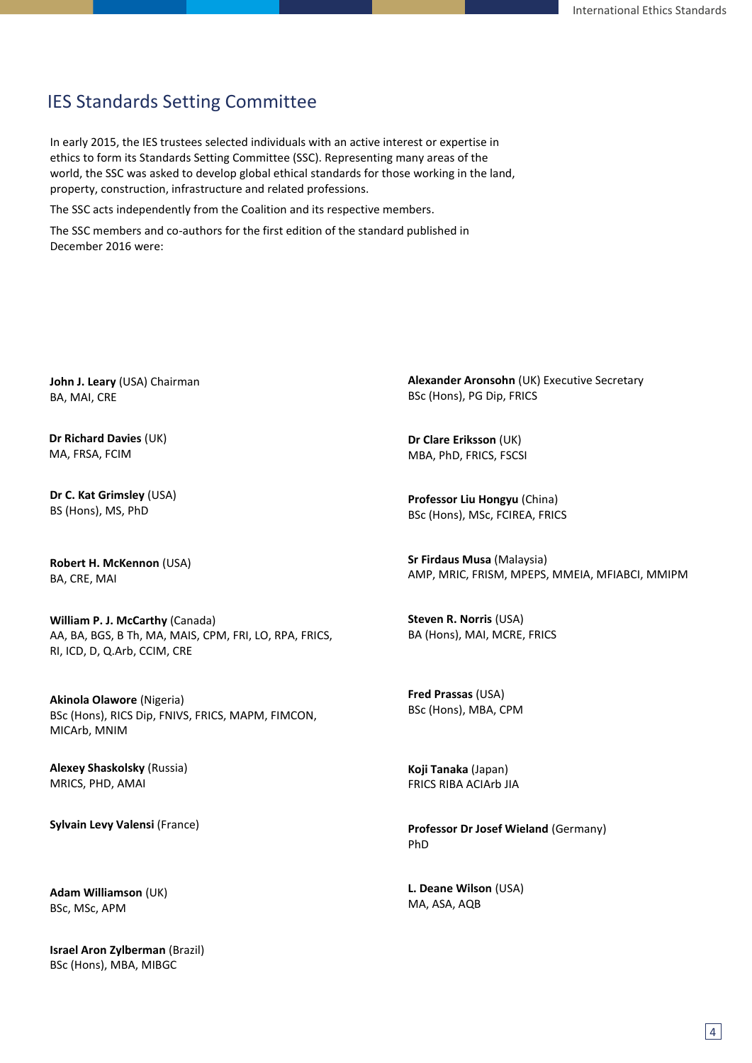## IES Standards Setting Committee

In early 2015, the IES trustees selected individuals with an active interest or expertise in ethics to form its Standards Setting Committee (SSC). Representing many areas of the world, the SSC was asked to develop global ethical standards for those working in the land, property, construction, infrastructure and related professions.

The SSC acts independently from the Coalition and its respective members.

The SSC members and co-authors for the first edition of the standard published in December 2016 were:

**John J. Leary** (USA) Chairman
BA, MAI, CRE

**Alexander Aronsohn** (UK) Executive Secretary
BSc (Hons), PG Dip, FRICS

**Dr Richard Davies** (UK)
MA, FRSA, FCIM

**Dr Clare Eriksson** (UK)
MBA, PhD, FRICS, FSCSI

**Dr C. Kat Grimsley** (USA)
BS (Hons), MS, PhD

**Professor Liu Hongyu** (China)
BSc (Hons), MSc, FCIREA, FRICS

**Robert H. McKennon** (USA)
BA, CRE, MAI

**Sr Firdaus Musa** (Malaysia)
AMP, MRIC, FRISM, MPEPS, MMEIA, MFIABCI, MMIPM

**William P. J. McCarthy** (Canada)
AA, BA, BGS, B Th, MA, MAIS, CPM, FRI, LO, RPA, FRICS, RI, ICD, D, Q.Arb, CCIM, CRE

**Steven R. Norris** (USA)
BA (Hons), MAI, MCRE, FRICS

**Akinola Olawore** (Nigeria)
BSc (Hons), RICS Dip, FNIVS, FRICS, MAPM, FIMCON, MICArb, MNIM

**Fred Prassas** (USA)
BSc (Hons), MBA, CPM

**Alexey Shaskolsky** (Russia)
MRICS, PHD, AMAI

**Koji Tanaka** (Japan)
FRICS RIBA ACIArb JIA

**Sylvain Levy Valensi** (France)

**Professor Dr Josef Wieland** (Germany)
PhD

**Adam Williamson** (UK)
BSc, MSc, APM

**L. Deane Wilson** (USA)
MA, ASA, AQB

**Israel Aron Zylberman** (Brazil)
BSc (Hons), MBA, MIBGC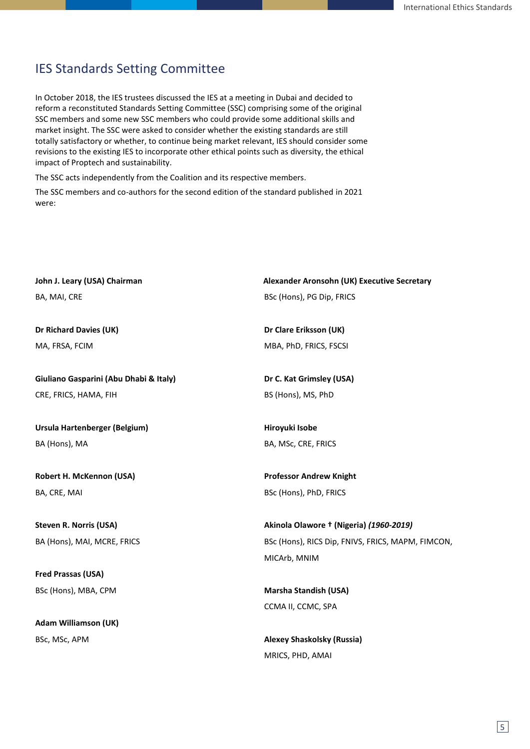## IES Standards Setting Committee

In October 2018, the IES trustees discussed the IES at a meeting in Dubai and decided to reform a reconstituted Standards Setting Committee (SSC) comprising some of the original SSC members and some new SSC members who could provide some additional skills and market insight. The SSC were asked to consider whether the existing standards are still totally satisfactory or whether, to continue being market relevant, IES should consider some revisions to the existing IES to incorporate other ethical points such as diversity, the ethical impact of Proptech and sustainability.

The SSC acts independently from the Coalition and its respective members.

The SSC members and co-authors for the second edition of the standard published in 2021 were:

**John J. Leary (USA) Chairman**
BA, MAI, CRE

**Dr Richard Davies (UK)**
MA, FRSA, FCIM

**Giuliano Gasparini (Abu Dhabi & Italy)**
CRE, FRICS, HAMA, FIH

**Ursula Hartenberger (Belgium)**
BA (Hons), MA

**Robert H. McKennon (USA)**
BA, CRE, MAI

**Steven R. Norris (USA)**
BA (Hons), MAI, MCRE, FRICS

**Fred Prassas (USA)**
BSc (Hons), MBA, CPM

**Adam Williamson (UK)**
BSc, MSc, APM

**Alexander Aronsohn (UK) Executive Secretary**
BSc (Hons), PG Dip, FRICS

**Dr Clare Eriksson (UK)**
MBA, PhD, FRICS, FSCSI

**Dr C. Kat Grimsley (USA)**
BS (Hons), MS, PhD

**Hiroyuki Isobe**
BA, MSc, CRE, FRICS

**Professor Andrew Knight**
BSc (Hons), PhD, FRICS

**Akinola Olawore † (Nigeria) *(1960-2019)***
BSc (Hons), RICS Dip, FNIVS, FRICS, MAPM, FIMCON, MICArb, MNIM

**Marsha Standish (USA)**
CCMA II, CCMC, SPA

**Alexey Shaskolsky (Russia)**
MRICS, PHD, AMAI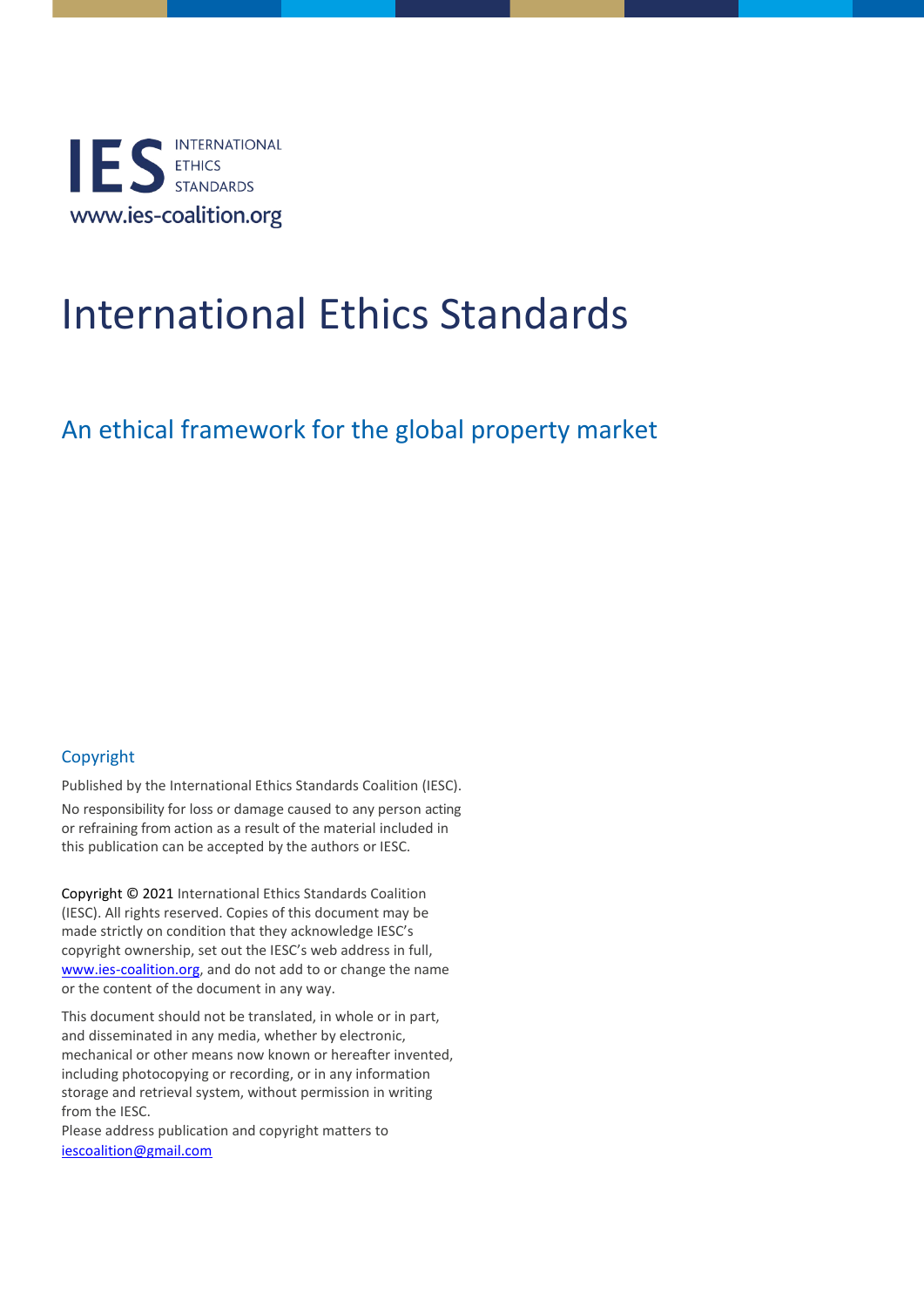IES INTERNATIONAL ETHICS STANDARDS

www.ies-coalition.org

# International Ethics Standards

## An ethical framework for the global property market

### Copyright

Published by the International Ethics Standards Coalition (IESC).

No responsibility for loss or damage caused to any person acting or refraining from action as a result of the material included in this publication can be accepted by the authors or IESC.

Copyright © 2021 International Ethics Standards Coalition (IESC). All rights reserved. Copies of this document may be made strictly on condition that they acknowledge IESC's copyright ownership, set out the IESC's web address in full, www.ies-coalition.org, and do not add to or change the name or the content of the document in any way.

This document should not be translated, in whole or in part, and disseminated in any media, whether by electronic, mechanical or other means now known or hereafter invented, including photocopying or recording, or in any information storage and retrieval system, without permission in writing from the IESC.
Please address publication and copyright matters to iescoalition@gmail.com